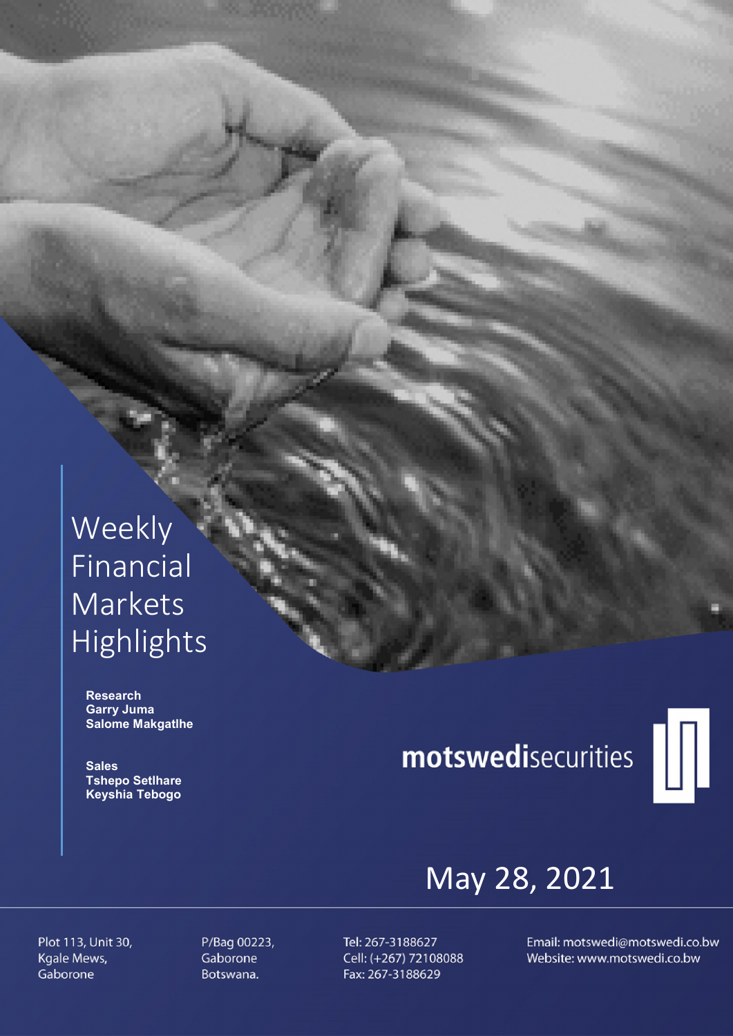# Weekly Financial Markets Highlights

**Research**
**Garry Juma**
**Salome Makgatlhe**

**Sales**
**Tshepo Setlhare**
**Keyshia Tebogo**

**motswedi**securities

May 28, 2021

Plot 113, Unit 30,
Kgale Mews,
Gaborone

P/Bag 00223,
Gaborone
Botswana.

Tel: 267-3188627
Cell: (+267) 72108088
Fax: 267-3188629

Email: motswedi@motswedi.co.bw
Website: www.motswedi.co.bw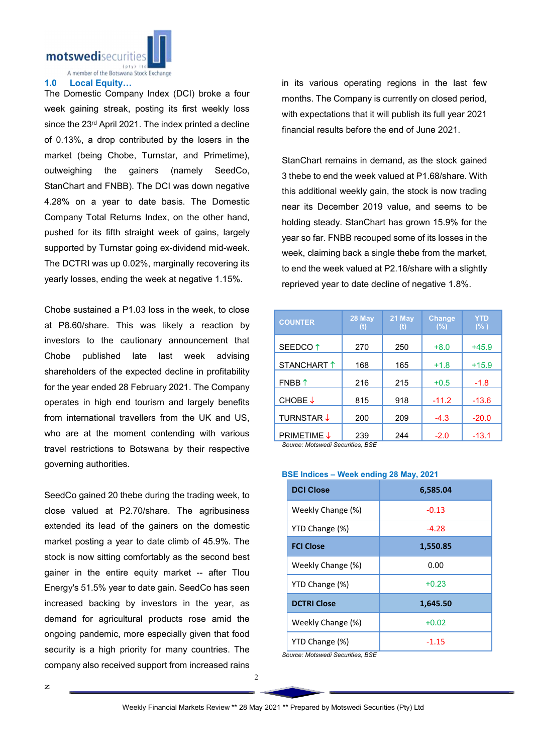## 1.0 Local Equity…

The Domestic Company Index (DCI) broke a four week gaining streak, posting its first weekly loss since the 23rd April 2021. The index printed a decline of 0.13%, a drop contributed by the losers in the market (being Chobe, Turnstar, and Primetime), outweighing the gainers (namely SeedCo, StanChart and FNBB). The DCI was down negative 4.28% on a year to date basis. The Domestic Company Total Returns Index, on the other hand, pushed for its fifth straight week of gains, largely supported by Turnstar going ex-dividend mid-week. The DCTRI was up 0.02%, marginally recovering its yearly losses, ending the week at negative 1.15%.

Chobe sustained a P1.03 loss in the week, to close at P8.60/share. This was likely a reaction by investors to the cautionary announcement that Chobe published late last week advising shareholders of the expected decline in profitability for the year ended 28 February 2021. The Company operates in high end tourism and largely benefits from international travellers from the UK and US, who are at the moment contending with various travel restrictions to Botswana by their respective governing authorities.

SeedCo gained 20 thebe during the trading week, to close valued at P2.70/share. The agribusiness extended its lead of the gainers on the domestic market posting a year to date climb of 45.9%. The stock is now sitting comfortably as the second best gainer in the entire equity market -- after Tlou Energy's 51.5% year to date gain. SeedCo has seen increased backing by investors in the year, as demand for agricultural products rose amid the ongoing pandemic, more especially given that food security is a high priority for many countries. The company also received support from increased rains in its various operating regions in the last few months. The Company is currently on closed period, with expectations that it will publish its full year 2021 financial results before the end of June 2021.

StanChart remains in demand, as the stock gained 3 thebe to end the week valued at P1.68/share. With this additional weekly gain, the stock is now trading near its December 2019 value, and seems to be holding steady. StanChart has grown 15.9% for the year so far. FNBB recouped some of its losses in the week, claiming back a single thebe from the market, to end the week valued at P2.16/share with a slightly reprieved year to date decline of negative 1.8%.

| COUNTER | 28 May (t) | 21 May (t) | Change (%) | YTD (%) |
|---|---|---|---|---|
| SEEDCO ↑ | 270 | 250 | +8.0 | +45.9 |
| STANCHART ↑ | 168 | 165 | +1.8 | +15.9 |
| FNBB ↑ | 216 | 215 | +0.5 | -1.8 |
| CHOBE ↓ | 815 | 918 | -11.2 | -13.6 |
| TURNSTAR ↓ | 200 | 209 | -4.3 | -20.0 |
| PRIMETIME ↓ | 239 | 244 | -2.0 | -13.1 |

*Source: Motswedi Securities, BSE*

**BSE Indices – Week ending 28 May, 2021**

| DCI Close | 6,585.04 |
|---|---|
| Weekly Change (%) | -0.13 |
| YTD Change (%) | -4.28 |
| **FCI Close** | **1,550.85** |
| Weekly Change (%) | 0.00 |
| YTD Change (%) | +0.23 |
| **DCTRI Close** | **1,645.50** |
| Weekly Change (%) | +0.02 |
| YTD Change (%) | -1.15 |

*Source: Motswedi Securities, BSE*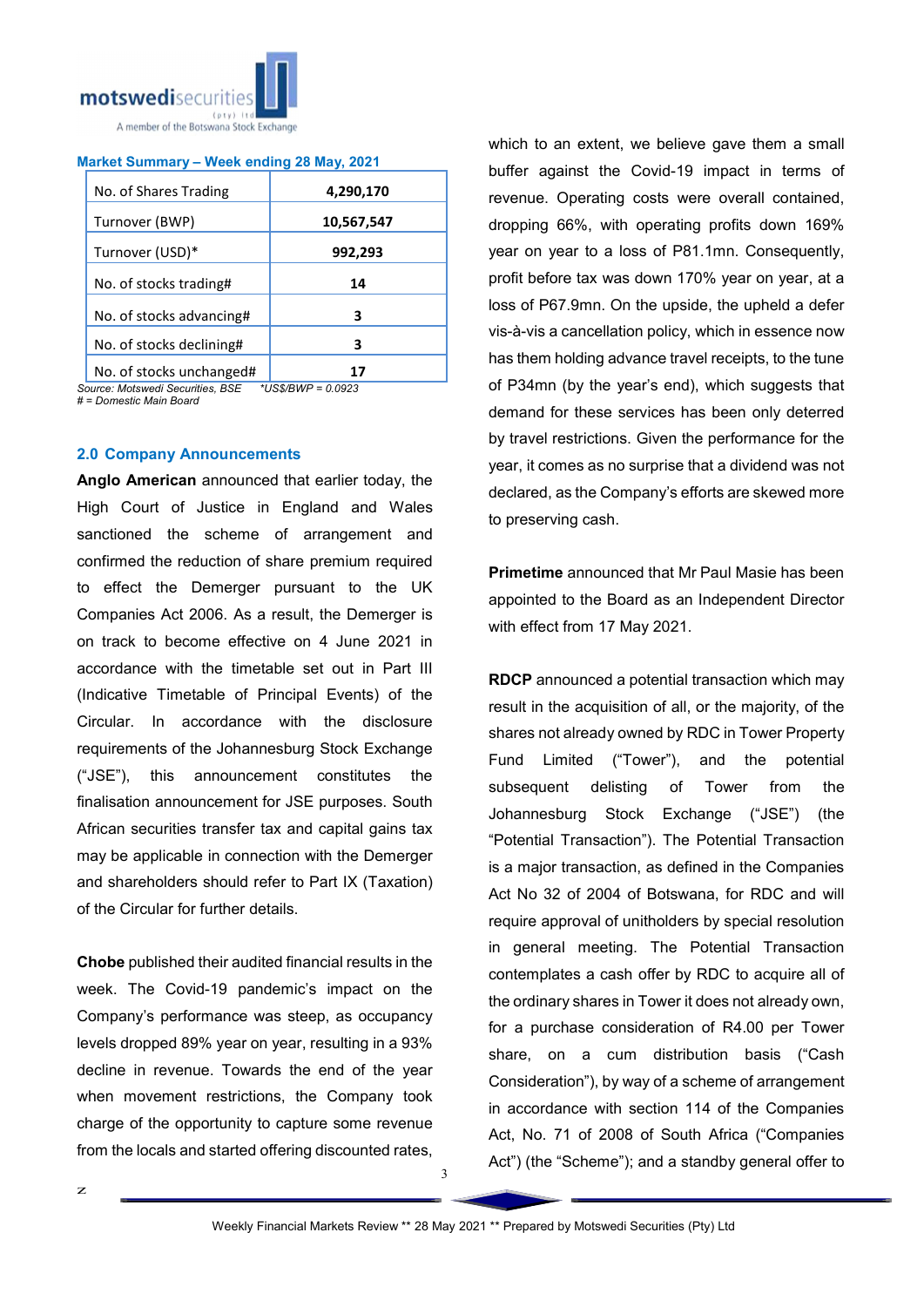### Market Summary – Week ending 28 May, 2021

| | |
|---|---|
| No. of Shares Trading | 4,290,170 |
| Turnover (BWP) | 10,567,547 |
| Turnover (USD)* | 992,293 |
| No. of stocks trading# | 14 |
| No. of stocks advancing# | 3 |
| No. of stocks declining# | 3 |
| No. of stocks unchanged# | 17 |

*Source: Motswedi Securities, BSE* *\*US$/BWP = 0.0923*
*# = Domestic Main Board*

## 2.0 Company Announcements

**Anglo American** announced that earlier today, the High Court of Justice in England and Wales sanctioned the scheme of arrangement and confirmed the reduction of share premium required to effect the Demerger pursuant to the UK Companies Act 2006. As a result, the Demerger is on track to become effective on 4 June 2021 in accordance with the timetable set out in Part III (Indicative Timetable of Principal Events) of the Circular. In accordance with the disclosure requirements of the Johannesburg Stock Exchange ("JSE"), this announcement constitutes the finalisation announcement for JSE purposes. South African securities transfer tax and capital gains tax may be applicable in connection with the Demerger and shareholders should refer to Part IX (Taxation) of the Circular for further details.

**Chobe** published their audited financial results in the week. The Covid-19 pandemic's impact on the Company's performance was steep, as occupancy levels dropped 89% year on year, resulting in a 93% decline in revenue. Towards the end of the year when movement restrictions, the Company took charge of the opportunity to capture some revenue from the locals and started offering discounted rates, which to an extent, we believe gave them a small buffer against the Covid-19 impact in terms of revenue. Operating costs were overall contained, dropping 66%, with operating profits down 169% year on year to a loss of P81.1mn. Consequently, profit before tax was down 170% year on year, at a loss of P67.9mn. On the upside, the upheld a defer vis-à-vis a cancellation policy, which in essence now has them holding advance travel receipts, to the tune of P34mn (by the year's end), which suggests that demand for these services has been only deterred by travel restrictions. Given the performance for the year, it comes as no surprise that a dividend was not declared, as the Company's efforts are skewed more to preserving cash.

**Primetime** announced that Mr Paul Masie has been appointed to the Board as an Independent Director with effect from 17 May 2021.

**RDCP** announced a potential transaction which may result in the acquisition of all, or the majority, of the shares not already owned by RDC in Tower Property Fund Limited ("Tower"), and the potential subsequent delisting of Tower from the Johannesburg Stock Exchange ("JSE") (the "Potential Transaction"). The Potential Transaction is a major transaction, as defined in the Companies Act No 32 of 2004 of Botswana, for RDC and will require approval of unitholders by special resolution in general meeting. The Potential Transaction contemplates a cash offer by RDC to acquire all of the ordinary shares in Tower it does not already own, for a purchase consideration of R4.00 per Tower share, on a cum distribution basis ("Cash Consideration"), by way of a scheme of arrangement in accordance with section 114 of the Companies Act, No. 71 of 2008 of South Africa ("Companies Act") (the "Scheme"); and a standby general offer to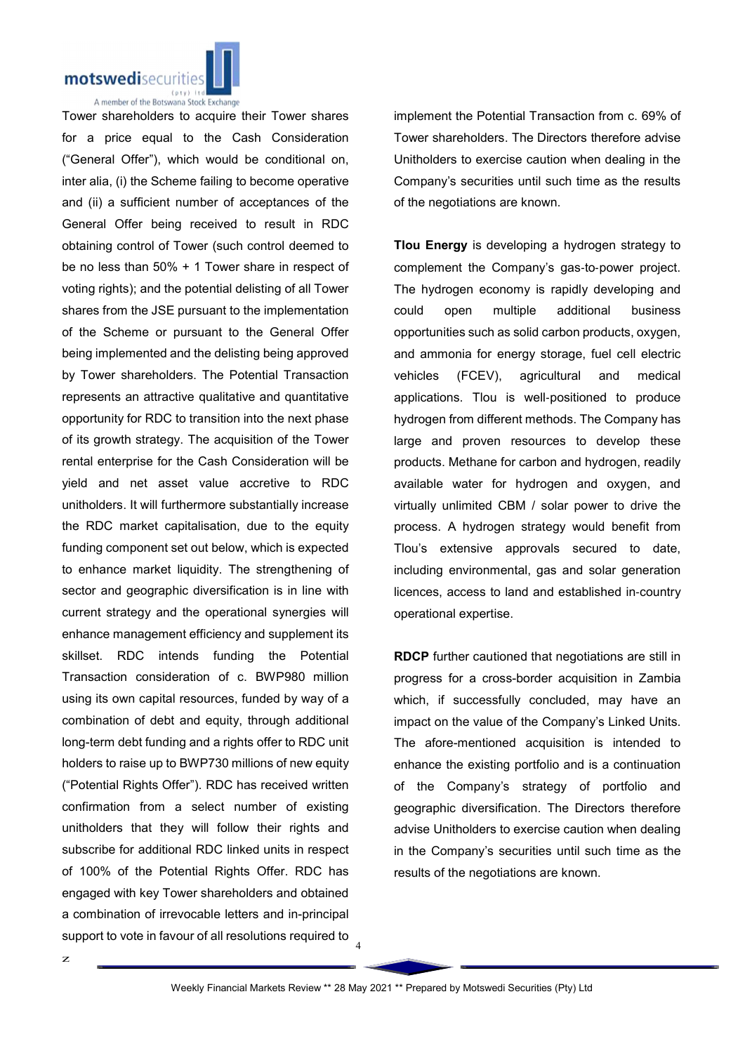Tower shareholders to acquire their Tower shares for a price equal to the Cash Consideration ("General Offer"), which would be conditional on, inter alia, (i) the Scheme failing to become operative and (ii) a sufficient number of acceptances of the General Offer being received to result in RDC obtaining control of Tower (such control deemed to be no less than 50% + 1 Tower share in respect of voting rights); and the potential delisting of all Tower shares from the JSE pursuant to the implementation of the Scheme or pursuant to the General Offer being implemented and the delisting being approved by Tower shareholders. The Potential Transaction represents an attractive qualitative and quantitative opportunity for RDC to transition into the next phase of its growth strategy. The acquisition of the Tower rental enterprise for the Cash Consideration will be yield and net asset value accretive to RDC unitholders. It will furthermore substantially increase the RDC market capitalisation, due to the equity funding component set out below, which is expected to enhance market liquidity. The strengthening of sector and geographic diversification is in line with current strategy and the operational synergies will enhance management efficiency and supplement its skillset. RDC intends funding the Potential Transaction consideration of c. BWP980 million using its own capital resources, funded by way of a combination of debt and equity, through additional long-term debt funding and a rights offer to RDC unit holders to raise up to BWP730 millions of new equity ("Potential Rights Offer"). RDC has received written confirmation from a select number of existing unitholders that they will follow their rights and subscribe for additional RDC linked units in respect of 100% of the Potential Rights Offer. RDC has engaged with key Tower shareholders and obtained a combination of irrevocable letters and in-principal support to vote in favour of all resolutions required to implement the Potential Transaction from c. 69% of Tower shareholders. The Directors therefore advise Unitholders to exercise caution when dealing in the Company's securities until such time as the results of the negotiations are known.

**Tlou Energy** is developing a hydrogen strategy to complement the Company's gas-to-power project. The hydrogen economy is rapidly developing and could open multiple additional business opportunities such as solid carbon products, oxygen, and ammonia for energy storage, fuel cell electric vehicles (FCEV), agricultural and medical applications. Tlou is well-positioned to produce hydrogen from different methods. The Company has large and proven resources to develop these products. Methane for carbon and hydrogen, readily available water for hydrogen and oxygen, and virtually unlimited CBM / solar power to drive the process. A hydrogen strategy would benefit from Tlou's extensive approvals secured to date, including environmental, gas and solar generation licences, access to land and established in-country operational expertise.

**RDCP** further cautioned that negotiations are still in progress for a cross-border acquisition in Zambia which, if successfully concluded, may have an impact on the value of the Company's Linked Units. The afore-mentioned acquisition is intended to enhance the existing portfolio and is a continuation of the Company's strategy of portfolio and geographic diversification. The Directors therefore advise Unitholders to exercise caution when dealing in the Company's securities until such time as the results of the negotiations are known.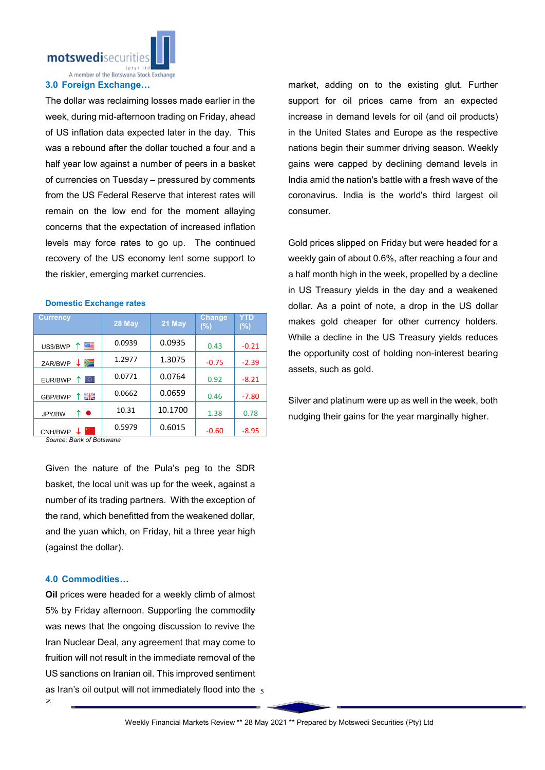### 3.0 Foreign Exchange…

The dollar was reclaiming losses made earlier in the week, during mid-afternoon trading on Friday, ahead of US inflation data expected later in the day. This was a rebound after the dollar touched a four and a half year low against a number of peers in a basket of currencies on Tuesday – pressured by comments from the US Federal Reserve that interest rates will remain on the low end for the moment allaying concerns that the expectation of increased inflation levels may force rates to go up. The continued recovery of the US economy lent some support to the riskier, emerging market currencies.

**Domestic Exchange rates**

| Currency | 28 May | 21 May | Change (%) | YTD (%) |
|---|---|---|---|---|
| US$/BWP ↑ | 0.0939 | 0.0935 | 0.43 | -0.21 |
| ZAR/BWP ↓ | 1.2977 | 1.3075 | -0.75 | -2.39 |
| EUR/BWP ↑ | 0.0771 | 0.0764 | 0.92 | -8.21 |
| GBP/BWP ↑ | 0.0662 | 0.0659 | 0.46 | -7.80 |
| JPY/BW ↑ | 10.31 | 10.1700 | 1.38 | 0.78 |
| CNH/BWP ↓ | 0.5979 | 0.6015 | -0.60 | -8.95 |

*Source: Bank of Botswana*

Given the nature of the Pula's peg to the SDR basket, the local unit was up for the week, against a number of its trading partners. With the exception of the rand, which benefitted from the weakened dollar, and the yuan which, on Friday, hit a three year high (against the dollar).

### 4.0 Commodities…

**Oil** prices were headed for a weekly climb of almost 5% by Friday afternoon. Supporting the commodity was news that the ongoing discussion to revive the Iran Nuclear Deal, any agreement that may come to fruition will not result in the immediate removal of the US sanctions on Iranian oil. This improved sentiment as Iran's oil output will not immediately flood into the market, adding on to the existing glut. Further support for oil prices came from an expected increase in demand levels for oil (and oil products) in the United States and Europe as the respective nations begin their summer driving season. Weekly gains were capped by declining demand levels in India amid the nation's battle with a fresh wave of the coronavirus. India is the world's third largest oil consumer.

Gold prices slipped on Friday but were headed for a weekly gain of about 0.6%, after reaching a four and a half month high in the week, propelled by a decline in US Treasury yields in the day and a weakened dollar. As a point of note, a drop in the US dollar makes gold cheaper for other currency holders. While a decline in the US Treasury yields reduces the opportunity cost of holding non-interest bearing assets, such as gold.

Silver and platinum were up as well in the week, both nudging their gains for the year marginally higher.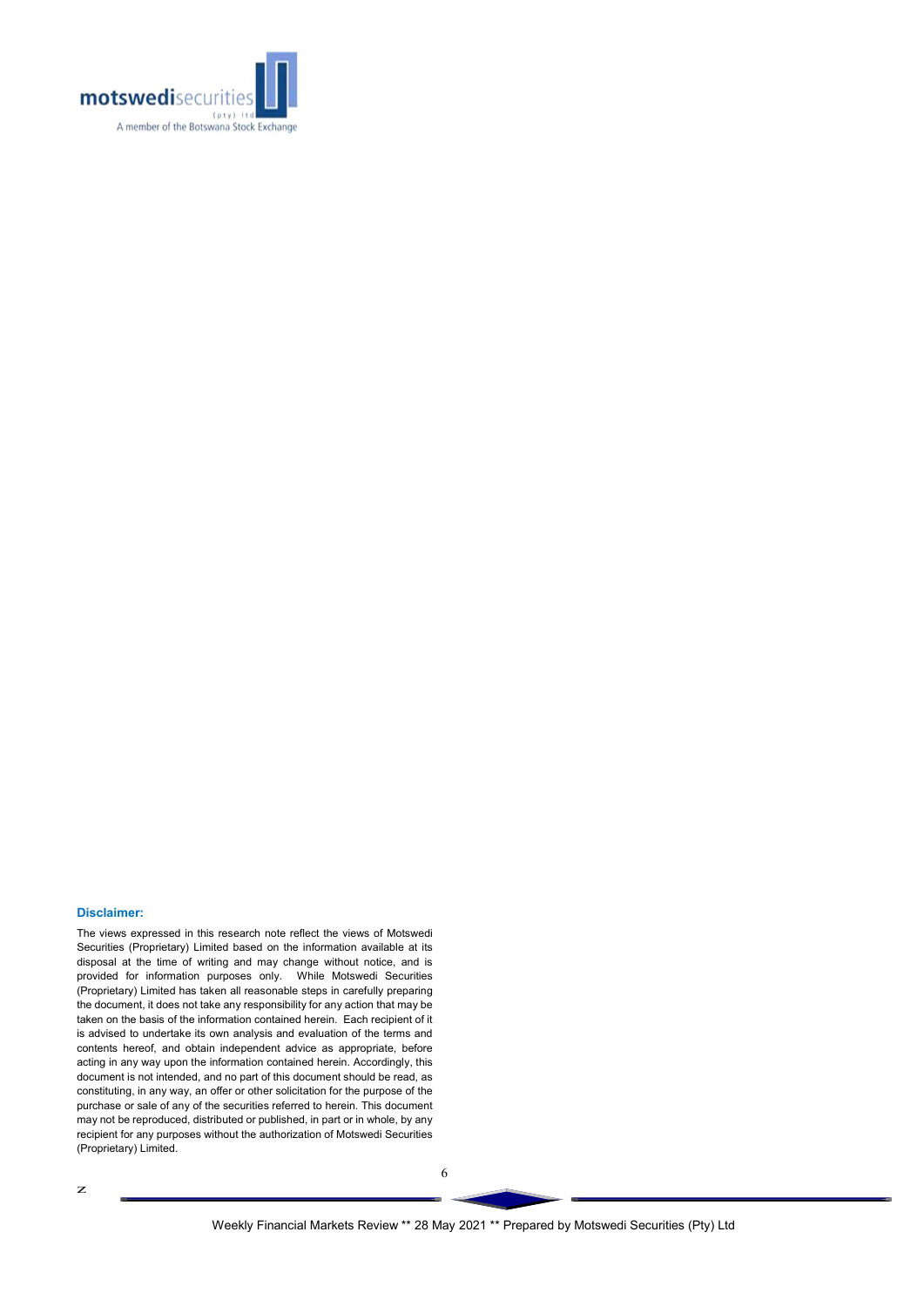### Disclaimer:

The views expressed in this research note reflect the views of Motswedi Securities (Proprietary) Limited based on the information available at its disposal at the time of writing and may change without notice, and is provided for information purposes only. While Motswedi Securities (Proprietary) Limited has taken all reasonable steps in carefully preparing the document, it does not take any responsibility for any action that may be taken on the basis of the information contained herein. Each recipient of it is advised to undertake its own analysis and evaluation of the terms and contents hereof, and obtain independent advice as appropriate, before acting in any way upon the information contained herein. Accordingly, this document is not intended, and no part of this document should be read, as constituting, in any way, an offer or other solicitation for the purpose of the purchase or sale of any of the securities referred to herein. This document may not be reproduced, distributed or published, in part or in whole, by any recipient for any purposes without the authorization of Motswedi Securities (Proprietary) Limited.